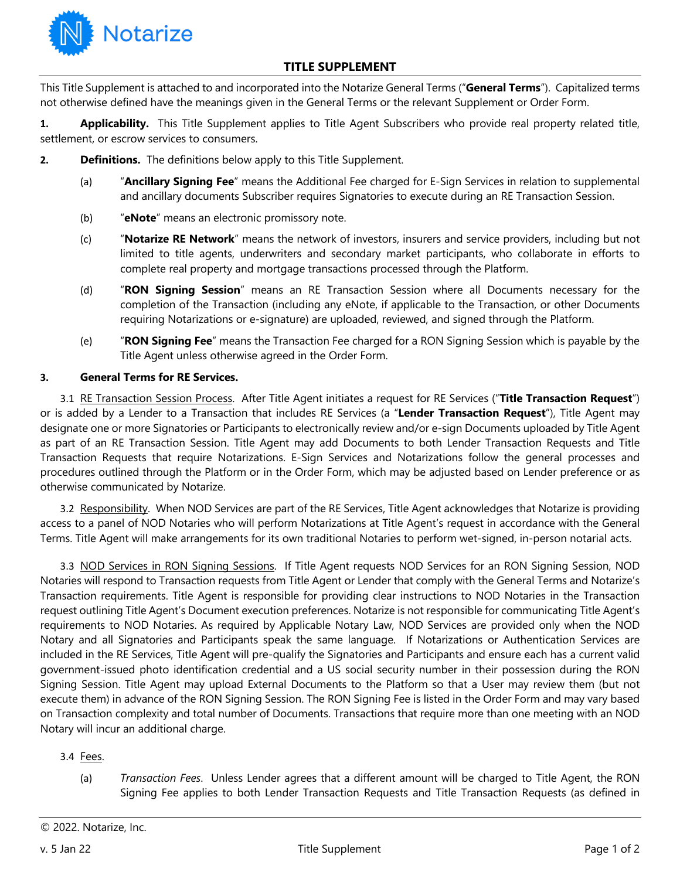# TITLE SUPPLEMENT

This Title Supplement is attached to and incorporated into the Notarize General Terms ("**General Terms**"). Capitalized terms not otherwise defined have the meanings given in the General Terms or the relevant Supplement or Order Form.

**1. Applicability.** This Title Supplement applies to Title Agent Subscribers who provide real property related title, settlement, or escrow services to consumers.

**2. Definitions.** The definitions below apply to this Title Supplement.

(a) "**Ancillary Signing Fee**" means the Additional Fee charged for E-Sign Services in relation to supplemental and ancillary documents Subscriber requires Signatories to execute during an RE Transaction Session.

(b) "**eNote**" means an electronic promissory note.

(c) "**Notarize RE Network**" means the network of investors, insurers and service providers, including but not limited to title agents, underwriters and secondary market participants, who collaborate in efforts to complete real property and mortgage transactions processed through the Platform.

(d) "**RON Signing Session**" means an RE Transaction Session where all Documents necessary for the completion of the Transaction (including any eNote, if applicable to the Transaction, or other Documents requiring Notarizations or e-signature) are uploaded, reviewed, and signed through the Platform.

(e) "**RON Signing Fee**" means the Transaction Fee charged for a RON Signing Session which is payable by the Title Agent unless otherwise agreed in the Order Form.

**3. General Terms for RE Services.**

3.1 RE Transaction Session Process. After Title Agent initiates a request for RE Services ("**Title Transaction Request**") or is added by a Lender to a Transaction that includes RE Services (a "**Lender Transaction Request**"), Title Agent may designate one or more Signatories or Participants to electronically review and/or e-sign Documents uploaded by Title Agent as part of an RE Transaction Session. Title Agent may add Documents to both Lender Transaction Requests and Title Transaction Requests that require Notarizations. E-Sign Services and Notarizations follow the general processes and procedures outlined through the Platform or in the Order Form, which may be adjusted based on Lender preference or as otherwise communicated by Notarize.

3.2 Responsibility. When NOD Services are part of the RE Services, Title Agent acknowledges that Notarize is providing access to a panel of NOD Notaries who will perform Notarizations at Title Agent's request in accordance with the General Terms. Title Agent will make arrangements for its own traditional Notaries to perform wet-signed, in-person notarial acts.

3.3 NOD Services in RON Signing Sessions. If Title Agent requests NOD Services for an RON Signing Session, NOD Notaries will respond to Transaction requests from Title Agent or Lender that comply with the General Terms and Notarize's Transaction requirements. Title Agent is responsible for providing clear instructions to NOD Notaries in the Transaction request outlining Title Agent's Document execution preferences. Notarize is not responsible for communicating Title Agent's requirements to NOD Notaries. As required by Applicable Notary Law, NOD Services are provided only when the NOD Notary and all Signatories and Participants speak the same language. If Notarizations or Authentication Services are included in the RE Services, Title Agent will pre-qualify the Signatories and Participants and ensure each has a current valid government-issued photo identification credential and a US social security number in their possession during the RON Signing Session. Title Agent may upload External Documents to the Platform so that a User may review them (but not execute them) in advance of the RON Signing Session. The RON Signing Fee is listed in the Order Form and may vary based on Transaction complexity and total number of Documents. Transactions that require more than one meeting with an NOD Notary will incur an additional charge.

3.4 Fees.

(a) *Transaction Fees*. Unless Lender agrees that a different amount will be charged to Title Agent, the RON Signing Fee applies to both Lender Transaction Requests and Title Transaction Requests (as defined in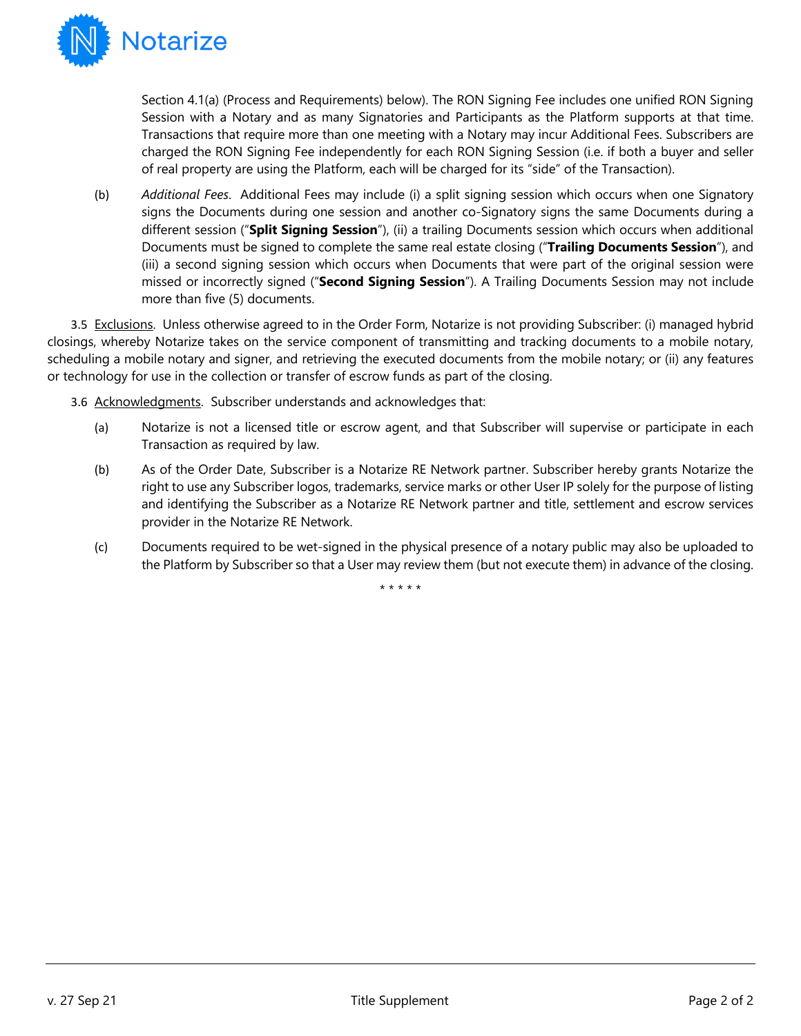Section 4.1(a) (Process and Requirements) below). The RON Signing Fee includes one unified RON Signing Session with a Notary and as many Signatories and Participants as the Platform supports at that time. Transactions that require more than one meeting with a Notary may incur Additional Fees. Subscribers are charged the RON Signing Fee independently for each RON Signing Session (i.e. if both a buyer and seller of real property are using the Platform, each will be charged for its "side" of the Transaction).

(b) *Additional Fees*. Additional Fees may include (i) a split signing session which occurs when one Signatory signs the Documents during one session and another co-Signatory signs the same Documents during a different session ("**Split Signing Session**"), (ii) a trailing Documents session which occurs when additional Documents must be signed to complete the same real estate closing ("**Trailing Documents Session**"), and (iii) a second signing session which occurs when Documents that were part of the original session were missed or incorrectly signed ("**Second Signing Session**"). A Trailing Documents Session may not include more than five (5) documents.

3.5 Exclusions. Unless otherwise agreed to in the Order Form, Notarize is not providing Subscriber: (i) managed hybrid closings, whereby Notarize takes on the service component of transmitting and tracking documents to a mobile notary, scheduling a mobile notary and signer, and retrieving the executed documents from the mobile notary; or (ii) any features or technology for use in the collection or transfer of escrow funds as part of the closing.

3.6 Acknowledgments. Subscriber understands and acknowledges that:

(a) Notarize is not a licensed title or escrow agent, and that Subscriber will supervise or participate in each Transaction as required by law.

(b) As of the Order Date, Subscriber is a Notarize RE Network partner. Subscriber hereby grants Notarize the right to use any Subscriber logos, trademarks, service marks or other User IP solely for the purpose of listing and identifying the Subscriber as a Notarize RE Network partner and title, settlement and escrow services provider in the Notarize RE Network.

(c) Documents required to be wet-signed in the physical presence of a notary public may also be uploaded to the Platform by Subscriber so that a User may review them (but not execute them) in advance of the closing.

\* \* \* \* \*